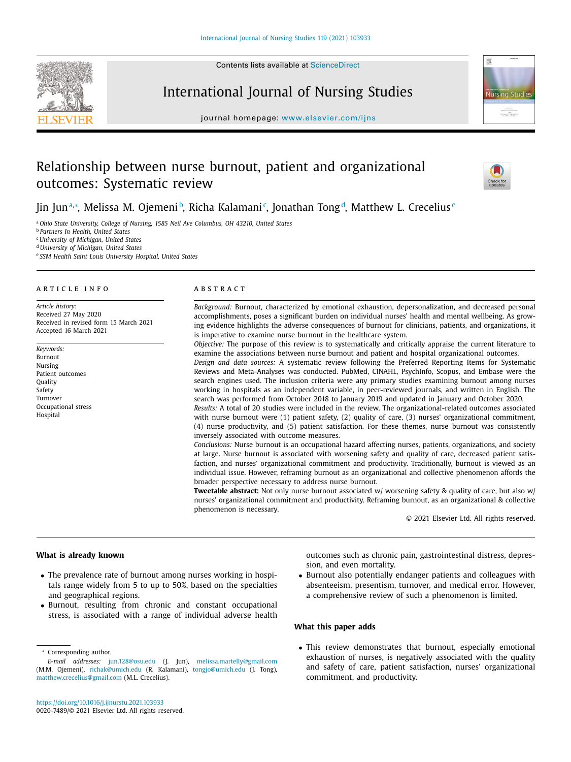# Relationship between nurse burnout, patient and organizational outcomes: Systematic review

Jin Jun[a,*], Melissa M. Ojemeni[b], Richa Kalamani[c], Jonathan Tong[d], Matthew L. Crecelius[e]

[a] Ohio State University, College of Nursing, 1585 Neil Ave Columbus, OH 43210, United States
[b] Partners In Health, United States
[c] University of Michigan, United States
[d] University of Michigan, United States
[e] SSM Health Saint Louis University Hospital, United States

## ARTICLE INFO

*Article history:*
Received 27 May 2020
Received in revised form 15 March 2021
Accepted 16 March 2021

*Keywords:*
Burnout
Nursing
Patient outcomes
Quality
Safety
Turnover
Occupational stress
Hospital

## ABSTRACT

*Background:* Burnout, characterized by emotional exhaustion, depersonalization, and decreased personal accomplishments, poses a significant burden on individual nurses' health and mental wellbeing. As growing evidence highlights the adverse consequences of burnout for clinicians, patients, and organizations, it is imperative to examine nurse burnout in the healthcare system.

*Objective:* The purpose of this review is to systematically and critically appraise the current literature to examine the associations between nurse burnout and patient and hospital organizational outcomes.

*Design and data sources:* A systematic review following the Preferred Reporting Items for Systematic Reviews and Meta-Analyses was conducted. PubMed, CINAHL, PsychInfo, Scopus, and Embase were the search engines used. The inclusion criteria were any primary studies examining burnout among nurses working in hospitals as an independent variable, in peer-reviewed journals, and written in English. The search was performed from October 2018 to January 2019 and updated in January and October 2020.

*Results:* A total of 20 studies were included in the review. The organizational-related outcomes associated with nurse burnout were (1) patient safety, (2) quality of care, (3) nurses' organizational commitment, (4) nurse productivity, and (5) patient satisfaction. For these themes, nurse burnout was consistently inversely associated with outcome measures.

*Conclusions:* Nurse burnout is an occupational hazard affecting nurses, patients, organizations, and society at large. Nurse burnout is associated with worsening safety and quality of care, decreased patient satisfaction, and nurses' organizational commitment and productivity. Traditionally, burnout is viewed as an individual issue. However, reframing burnout as an organizational and collective phenomenon affords the broader perspective necessary to address nurse burnout.

**Tweetable abstract:** Not only nurse burnout associated w/ worsening safety & quality of care, but also w/ nurses' organizational commitment and productivity. Reframing burnout, as an organizational & collective phenomenon is necessary.

© 2021 Elsevier Ltd. All rights reserved.

### What is already known

- The prevalence rate of burnout among nurses working in hospitals range widely from 5 to up to 50%, based on the specialties and geographical regions.
- Burnout, resulting from chronic and constant occupational stress, is associated with a range of individual adverse health outcomes such as chronic pain, gastrointestinal distress, depression, and even mortality.
- Burnout also potentially endanger patients and colleagues with absenteeism, presentism, turnover, and medical error. However, a comprehensive review of such a phenomenon is limited.

### What this paper adds

- This review demonstrates that burnout, especially emotional exhaustion of nurses, is negatively associated with the quality and safety of care, patient satisfaction, nurses' organizational commitment, and productivity.

\* Corresponding author.
*E-mail addresses:* jun.128@osu.edu (J. Jun), melissa.martelly@gmail.com (M.M. Ojemeni), richak@umich.edu (R. Kalamani), tongjo@umich.edu (J. Tong), matthew.crecelius@gmail.com (M.L. Crecelius).

https://doi.org/10.1016/j.ijnurstu.2021.103933
0020-7489/© 2021 Elsevier Ltd. All rights reserved.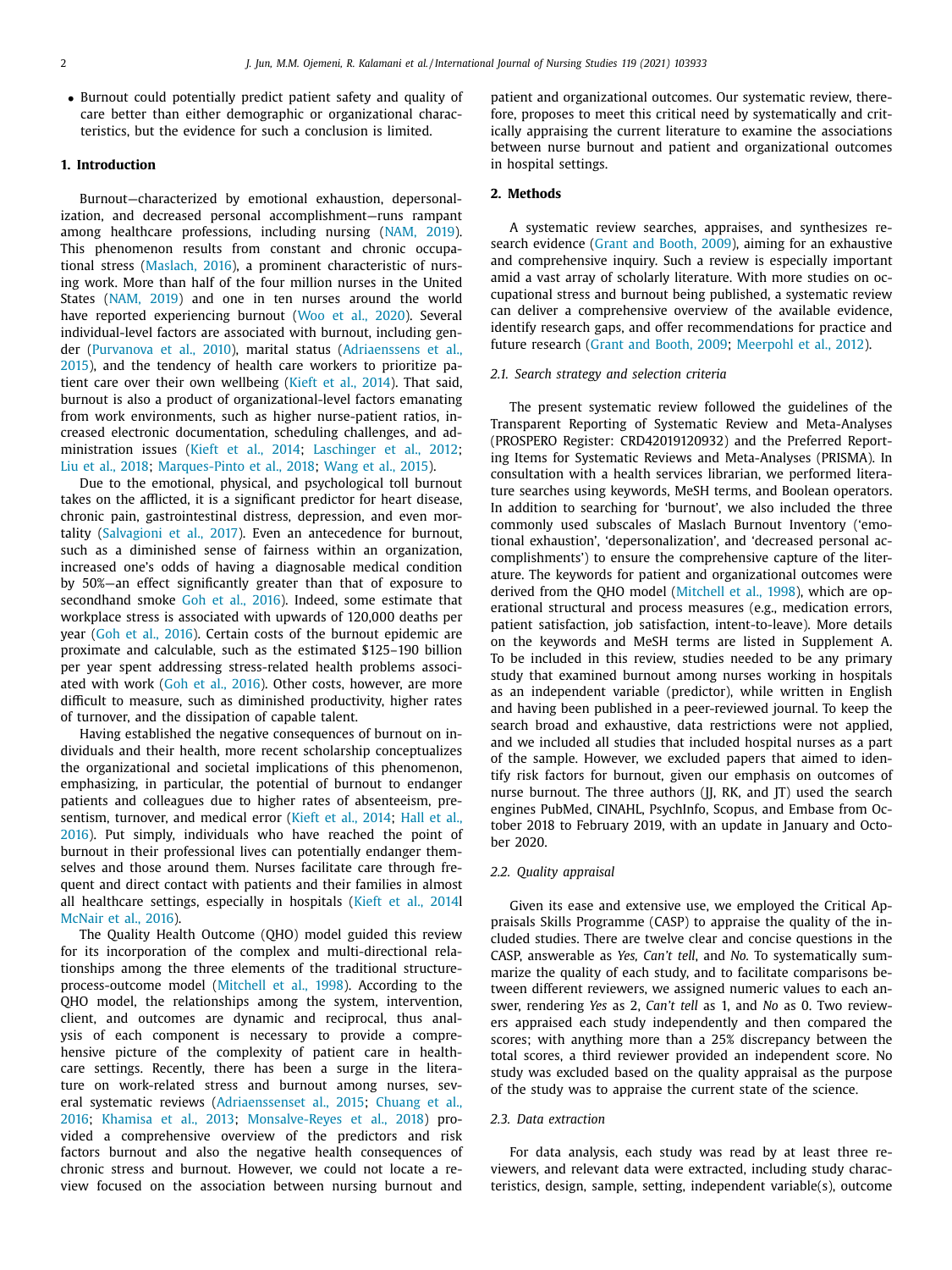- Burnout could potentially predict patient safety and quality of care better than either demographic or organizational characteristics, but the evidence for such a conclusion is limited.

## 1. Introduction

Burnout—characterized by emotional exhaustion, depersonalization, and decreased personal accomplishment—runs rampant among healthcare professions, including nursing (NAM, 2019). This phenomenon results from constant and chronic occupational stress (Maslach, 2016), a prominent characteristic of nursing work. More than half of the four million nurses in the United States (NAM, 2019) and one in ten nurses around the world have reported experiencing burnout (Woo et al., 2020). Several individual-level factors are associated with burnout, including gender (Purvanova et al., 2010), marital status (Adriaenssens et al., 2015), and the tendency of health care workers to prioritize patient care over their own wellbeing (Kieft et al., 2014). That said, burnout is also a product of organizational-level factors emanating from work environments, such as higher nurse-patient ratios, increased electronic documentation, scheduling challenges, and administration issues (Kieft et al., 2014; Laschinger et al., 2012; Liu et al., 2018; Marques-Pinto et al., 2018; Wang et al., 2015).

Due to the emotional, physical, and psychological toll burnout takes on the afflicted, it is a significant predictor for heart disease, chronic pain, gastrointestinal distress, depression, and even mortality (Salvagioni et al., 2017). Even an antecedence for burnout, such as a diminished sense of fairness within an organization, increased one's odds of having a diagnosable medical condition by 50%—an effect significantly greater than that of exposure to secondhand smoke Goh et al., 2016). Indeed, some estimate that workplace stress is associated with upwards of 120,000 deaths per year (Goh et al., 2016). Certain costs of the burnout epidemic are proximate and calculable, such as the estimated $125–190 billion per year spent addressing stress-related health problems associated with work (Goh et al., 2016). Other costs, however, are more difficult to measure, such as diminished productivity, higher rates of turnover, and the dissipation of capable talent.

Having established the negative consequences of burnout on individuals and their health, more recent scholarship conceptualizes the organizational and societal implications of this phenomenon, emphasizing, in particular, the potential of burnout to endanger patients and colleagues due to higher rates of absenteeism, presentism, turnover, and medical error (Kieft et al., 2014; Hall et al., 2016). Put simply, individuals who have reached the point of burnout in their professional lives can potentially endanger themselves and those around them. Nurses facilitate care through frequent and direct contact with patients and their families in almost all healthcare settings, especially in hospitals (Kieft et al., 2014l McNair et al., 2016).

The Quality Health Outcome (QHO) model guided this review for its incorporation of the complex and multi-directional relationships among the three elements of the traditional structure-process-outcome model (Mitchell et al., 1998). According to the QHO model, the relationships among the system, intervention, client, and outcomes are dynamic and reciprocal, thus analysis of each component is necessary to provide a comprehensive picture of the complexity of patient care in healthcare settings. Recently, there has been a surge in the literature on work-related stress and burnout among nurses, several systematic reviews (Adriaenssenset al., 2015; Chuang et al., 2016; Khamisa et al., 2013; Monsalve-Reyes et al., 2018) provided a comprehensive overview of the predictors and risk factors burnout and also the negative health consequences of chronic stress and burnout. However, we could not locate a review focused on the association between nursing burnout and patient and organizational outcomes. Our systematic review, therefore, proposes to meet this critical need by systematically and critically appraising the current literature to examine the associations between nurse burnout and patient and organizational outcomes in hospital settings.

## 2. Methods

A systematic review searches, appraises, and synthesizes research evidence (Grant and Booth, 2009), aiming for an exhaustive and comprehensive inquiry. Such a review is especially important amid a vast array of scholarly literature. With more studies on occupational stress and burnout being published, a systematic review can deliver a comprehensive overview of the available evidence, identify research gaps, and offer recommendations for practice and future research (Grant and Booth, 2009; Meerpohl et al., 2012).

### 2.1. Search strategy and selection criteria

The present systematic review followed the guidelines of the Transparent Reporting of Systematic Review and Meta-Analyses (PROSPERO Register: CRD42019120932) and the Preferred Reporting Items for Systematic Reviews and Meta-Analyses (PRISMA). In consultation with a health services librarian, we performed literature searches using keywords, MeSH terms, and Boolean operators. In addition to searching for 'burnout', we also included the three commonly used subscales of Maslach Burnout Inventory ('emotional exhaustion', 'depersonalization', and 'decreased personal accomplishments') to ensure the comprehensive capture of the literature. The keywords for patient and organizational outcomes were derived from the QHO model (Mitchell et al., 1998), which are operational structural and process measures (e.g., medication errors, patient satisfaction, job satisfaction, intent-to-leave). More details on the keywords and MeSH terms are listed in Supplement A. To be included in this review, studies needed to be any primary study that examined burnout among nurses working in hospitals as an independent variable (predictor), while written in English and having been published in a peer-reviewed journal. To keep the search broad and exhaustive, data restrictions were not applied, and we included all studies that included hospital nurses as a part of the sample. However, we excluded papers that aimed to identify risk factors for burnout, given our emphasis on outcomes of nurse burnout. The three authors (JJ, RK, and JT) used the search engines PubMed, CINAHL, PsychInfo, Scopus, and Embase from October 2018 to February 2019, with an update in January and October 2020.

### 2.2. Quality appraisal

Given its ease and extensive use, we employed the Critical Appraisals Skills Programme (CASP) to appraise the quality of the included studies. There are twelve clear and concise questions in the CASP, answerable as *Yes, Can't tell*, and *No.* To systematically summarize the quality of each study, and to facilitate comparisons between different reviewers, we assigned numeric values to each answer, rendering *Yes* as 2, *Can't tell* as 1, and *No* as 0. Two reviewers appraised each study independently and then compared the scores; with anything more than a 25% discrepancy between the total scores, a third reviewer provided an independent score. No study was excluded based on the quality appraisal as the purpose of the study was to appraise the current state of the science.

### 2.3. Data extraction

For data analysis, each study was read by at least three reviewers, and relevant data were extracted, including study characteristics, design, sample, setting, independent variable(s), outcome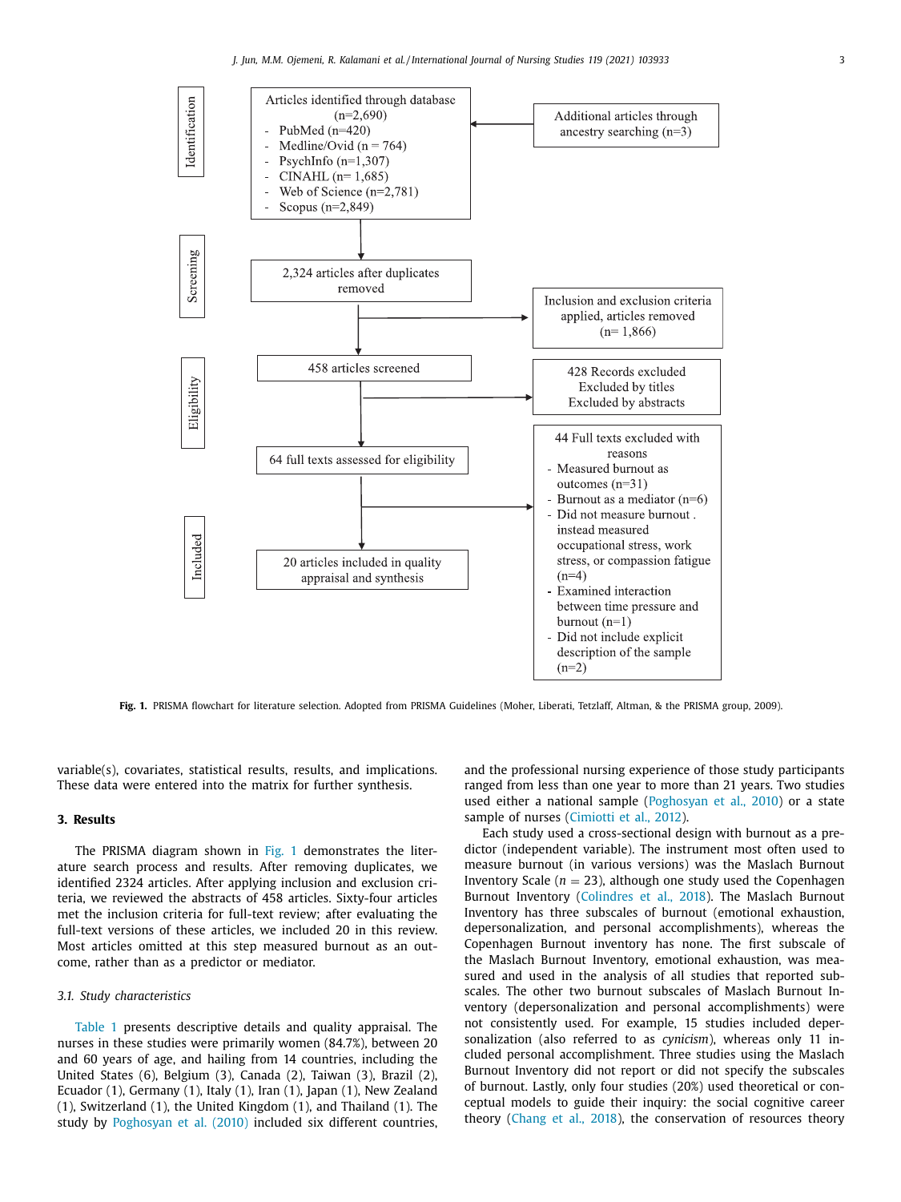Identification

Articles identified through database (n=2,690)
- PubMed (n=420)
- Medline/Ovid (n = 764)
- PsychInfo (n=1,307)
- CINAHL (n= 1,685)
- Web of Science (n=2,781)
- Scopus (n=2,849)

Additional articles through ancestry searching (n=3)

Screening

2,324 articles after duplicates removed

Inclusion and exclusion criteria applied, articles removed (n= 1,866)

Eligibility

458 articles screened

428 Records excluded
Excluded by titles
Excluded by abstracts

64 full texts assessed for eligibility

44 Full texts excluded with reasons
- Measured burnout as outcomes (n=31)
- Burnout as a mediator (n=6)
- Did not measure burnout . instead measured occupational stress, work stress, or compassion fatigue (n=4)
- Examined interaction between time pressure and burnout (n=1)
- Did not include explicit description of the sample (n=2)

Included

20 articles included in quality appraisal and synthesis

**Fig. 1.** PRISMA flowchart for literature selection. Adopted from PRISMA Guidelines (Moher, Liberati, Tetzlaff, Altman, & the PRISMA group, 2009).

variable(s), covariates, statistical results, results, and implications. These data were entered into the matrix for further synthesis.

## 3. Results

The PRISMA diagram shown in Fig. 1 demonstrates the literature search process and results. After removing duplicates, we identified 2324 articles. After applying inclusion and exclusion criteria, we reviewed the abstracts of 458 articles. Sixty-four articles met the inclusion criteria for full-text review; after evaluating the full-text versions of these articles, we included 20 in this review. Most articles omitted at this step measured burnout as an outcome, rather than as a predictor or mediator.

### 3.1. Study characteristics

Table 1 presents descriptive details and quality appraisal. The nurses in these studies were primarily women (84.7%), between 20 and 60 years of age, and hailing from 14 countries, including the United States (6), Belgium (3), Canada (2), Taiwan (3), Brazil (2), Ecuador (1), Germany (1), Italy (1), Iran (1), Japan (1), New Zealand (1), Switzerland (1), the United Kingdom (1), and Thailand (1). The study by Poghosyan et al. (2010) included six different countries, and the professional nursing experience of those study participants ranged from less than one year to more than 21 years. Two studies used either a national sample (Poghosyan et al., 2010) or a state sample of nurses (Cimiotti et al., 2012).

Each study used a cross-sectional design with burnout as a predictor (independent variable). The instrument most often used to measure burnout (in various versions) was the Maslach Burnout Inventory Scale ($n = 23$), although only one study used the Copenhagen Burnout Inventory (Colindres et al., 2018). The Maslach Burnout Inventory has three subscales of burnout (emotional exhaustion, depersonalization, and personal accomplishments), whereas the Copenhagen Burnout inventory has none. The first subscale of the Maslach Burnout Inventory, emotional exhaustion, was measured and used in the analysis of all studies that reported subscales. The other two burnout subscales of Maslach Burnout Inventory (depersonalization and personal accomplishments) were not consistently used. For example, 15 studies included depersonalization (also referred to as *cynicism*), whereas only 11 included personal accomplishment. Three studies using the Maslach Burnout Inventory did not report or did not specify the subscales of burnout. Lastly, only four studies (20%) used theoretical or conceptual models to guide their inquiry: the social cognitive career theory (Chang et al., 2018), the conservation of resources theory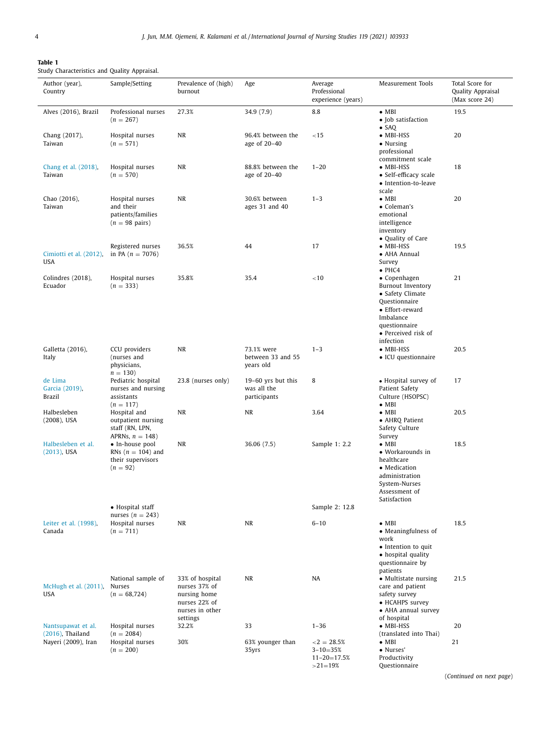**Table 1**
Study Characteristics and Quality Appraisal.

| Author (year), Country | Sample/Setting | Prevalence of (high) burnout | Age | Average Professional experience (years) | Measurement Tools | Total Score for Quality Appraisal (Max score 24) |
|---|---|---|---|---|---|---|
| Alves (2016), Brazil | Professional nurses (n = 267) | 27.3% | 34.9 (7.9) | 8.8 | • MBI • Job satisfaction • SAQ | 19.5 |
| Chang (2017), Taiwan | Hospital nurses (n = 571) | NR | 96.4% between the age of 20–40 | <15 | • MBI-HSS • Nursing professional commitment scale | 20 |
| Chang et al. (2018), Taiwan | Hospital nurses (n = 570) | NR | 88.8% between the age of 20–40 | 1–20 | • MBI-HSS • Self-efficacy scale • Intention-to-leave scale | 18 |
| Chao (2016), Taiwan | Hospital nurses and their patients/families (n = 98 pairs) | NR | 30.6% between ages 31 and 40 | 1–3 | • MBI • Coleman's emotional intelligence inventory • Quality of Care | 20 |
| Cimiotti et al. (2012), USA | Registered nurses in PA (n = 7076) | 36.5% | 44 | 17 | • MBI-HSS • AHA Annual Survey • PHC4 | 19.5 |
| Colindres (2018), Ecuador | Hospital nurses (n = 333) | 35.8% | 35.4 | <10 | • Copenhagen Burnout Inventory • Safety Climate Questionnaire • Effort-reward Imbalance questionnaire • Perceived risk of infection | 21 |
| Galletta (2016), Italy | CCU providers (nurses and physicians, n = 130) | NR | 73.1% were between 33 and 55 years old | 1–3 | • MBI-HSS • ICU questionnaire | 20.5 |
| de Lima Garcia (2019), Brazil | Pediatric hospital nurses and nursing assistants (n = 117) | 23.8 (nurses only) | 19–60 yrs but this was all the participants | 8 | • Hospital survey of Patient Safety Culture (HSOPSC) • MBI | 17 |
| Halbesleben (2008), USA | Hospital and outpatient nursing staff (RN, LPN, APRNs, n = 148) | NR | NR | 3.64 | • MBI • AHRQ Patient Safety Culture Survey | 20.5 |
| Halbesleben et al. (2013), USA | • In-house pool RNs (n = 104) and their supervisors (n = 92) | NR | 36.06 (7.5) | Sample 1: 2.2 | • MBI • Workarounds in healthcare • Medication administration System-Nurses Assessment of Satisfaction | 18.5 |
| | • Hospital staff nurses (n = 243) | | | Sample 2: 12.8 | | |
| Leiter et al. (1998), Canada | Hospital nurses (n = 711) | NR | NR | 6–10 | • MBI • Meaningfulness of work • Intention to quit • hospital quality questionnaire by patients | 18.5 |
| McHugh et al. (2011), USA | National sample of Nurses (n = 68,724) | 33% of hospital nurses 37% of nursing home nurses 22% of nurses in other settings | NR | NA | • Multistate nursing care and patient safety survey • HCAHPS survey • AHA annual survey of hospital | 21.5 |
| Nantsupawat et al. (2016), Thailand | Hospital nurses (n = 2084) | 32.2% | 33 | 1–36 | • MBI-HSS (translated into Thai) | 20 |
| Nayeri (2009), Iran | Hospital nurses (n = 200) | 30% | 63% younger than 35yrs | <2 = 28.5% 3–10=35% 11–20=17.5% >21=19% | • MBI • Nurses' Productivity Questionnaire | 21 |

(Continued on next page)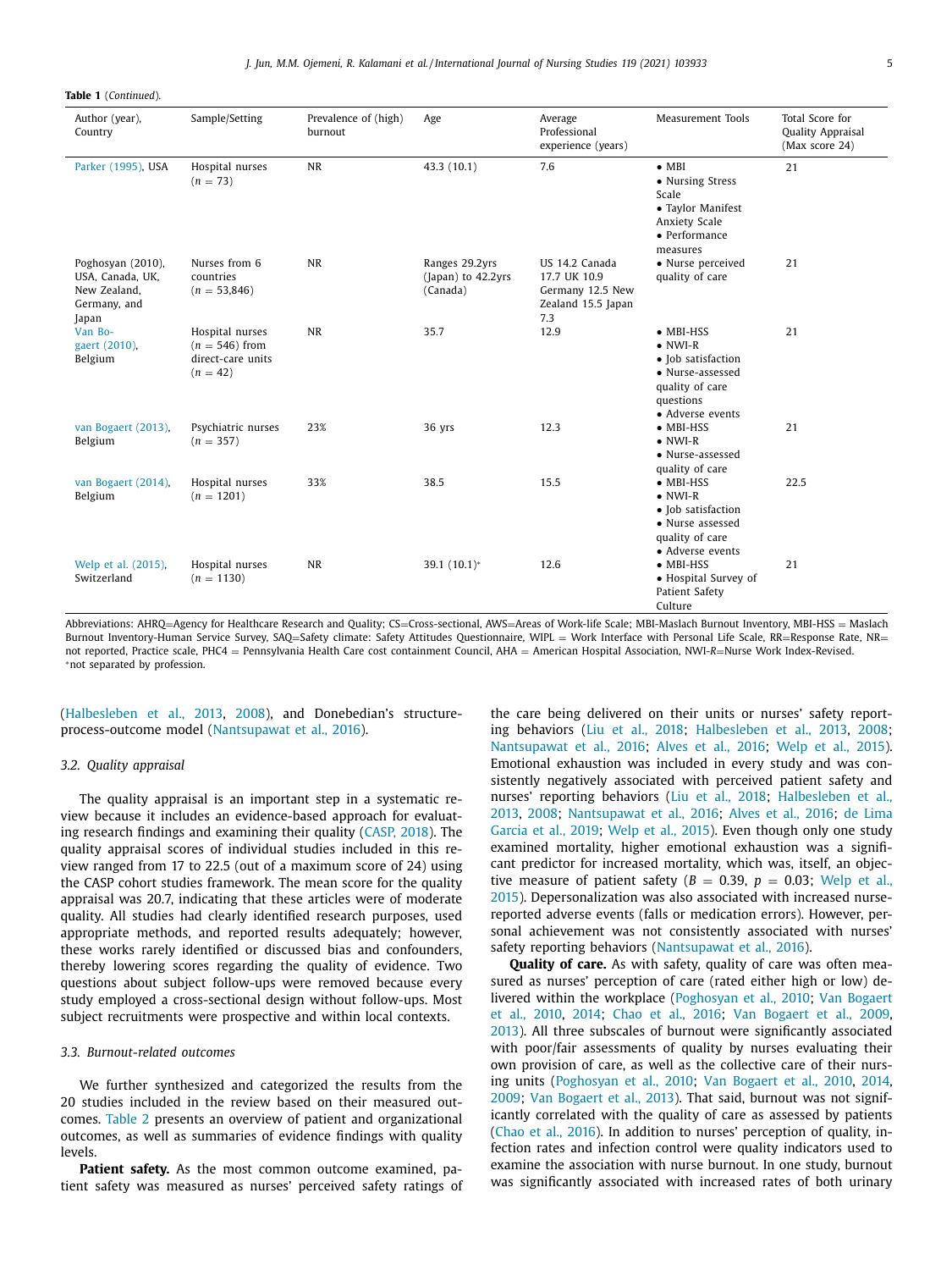**Table 1** (*Continued*).

| Author (year), Country | Sample/Setting | Prevalence of (high) burnout | Age | Average Professional experience (years) | Measurement Tools | Total Score for Quality Appraisal (Max score 24) |
|---|---|---|---|---|---|---|
| Parker (1995), USA | Hospital nurses ($n = 73$) | NR | 43.3 (10.1) | 7.6 | • MBI • Nursing Stress Scale • Taylor Manifest Anxiety Scale • Performance measures | 21 |
| Poghosyan (2010), USA, Canada, UK, New Zealand, Germany, and Japan | Nurses from 6 countries ($n = 53{,}846$) | NR | Ranges 29.2yrs (Japan) to 42.2yrs (Canada) | US 14.2 Canada 17.7 UK 10.9 Germany 12.5 New Zealand 15.5 Japan 7.3 | • Nurse perceived quality of care | 21 |
| Van Bogaert (2010), Belgium | Hospital nurses ($n = 546$) from direct-care units ($n = 42$) | NR | 35.7 | 12.9 | • MBI-HSS • NWI-R • Job satisfaction • Nurse-assessed quality of care questions • Adverse events | 21 |
| van Bogaert (2013), Belgium | Psychiatric nurses ($n = 357$) | 23% | 36 yrs | 12.3 | • MBI-HSS • NWI-R • Nurse-assessed quality of care | 21 |
| van Bogaert (2014), Belgium | Hospital nurses ($n = 1201$) | 33% | 38.5 | 15.5 | • MBI-HSS • NWI-R • Job satisfaction • Nurse assessed quality of care • Adverse events | 22.5 |
| Welp et al. (2015), Switzerland | Hospital nurses ($n = 1130$) | NR | 39.1 (10.1)* | 12.6 | • MBI-HSS • Hospital Survey of Patient Safety Culture | 21 |

Abbreviations: AHRQ=Agency for Healthcare Research and Quality; CS=Cross-sectional, AWS=Areas of Work-life Scale; MBI-Maslach Burnout Inventory, MBI-HSS = Maslach Burnout Inventory-Human Service Survey, SAQ=Safety climate: Safety Attitudes Questionnaire, WIPL = Work Interface with Personal Life Scale, RR=Response Rate, NR= not reported, Practice scale, PHC4 = Pennsylvania Health Care cost containment Council, AHA = American Hospital Association, NWI-R=Nurse Work Index-Revised.
*not separated by profession.

(Halbesleben et al., 2013, 2008), and Donebedian's structure-process-outcome model (Nantsupawat et al., 2016).

### 3.2. Quality appraisal

The quality appraisal is an important step in a systematic review because it includes an evidence-based approach for evaluating research findings and examining their quality (CASP, 2018). The quality appraisal scores of individual studies included in this review ranged from 17 to 22.5 (out of a maximum score of 24) using the CASP cohort studies framework. The mean score for the quality appraisal was 20.7, indicating that these articles were of moderate quality. All studies had clearly identified research purposes, used appropriate methods, and reported results adequately; however, these works rarely identified or discussed bias and confounders, thereby lowering scores regarding the quality of evidence. Two questions about subject follow-ups were removed because every study employed a cross-sectional design without follow-ups. Most subject recruitments were prospective and within local contexts.

### 3.3. Burnout-related outcomes

We further synthesized and categorized the results from the 20 studies included in the review based on their measured outcomes. Table 2 presents an overview of patient and organizational outcomes, as well as summaries of evidence findings with quality levels.

**Patient safety.** As the most common outcome examined, patient safety was measured as nurses' perceived safety ratings of the care being delivered on their units or nurses' safety reporting behaviors (Liu et al., 2018; Halbesleben et al., 2013, 2008; Nantsupawat et al., 2016; Alves et al., 2016; Welp et al., 2015). Emotional exhaustion was included in every study and was consistently negatively associated with perceived patient safety and nurses' reporting behaviors (Liu et al., 2018; Halbesleben et al., 2013, 2008; Nantsupawat et al., 2016; Alves et al., 2016; de Lima Garcia et al., 2019; Welp et al., 2015). Even though only one study examined mortality, higher emotional exhaustion was a significant predictor for increased mortality, which was, itself, an objective measure of patient safety ($B = 0.39$, $p = 0.03$; Welp et al., 2015). Depersonalization was also associated with increased nurse-reported adverse events (falls or medication errors). However, personal achievement was not consistently associated with nurses' safety reporting behaviors (Nantsupawat et al., 2016).

**Quality of care.** As with safety, quality of care was often measured as nurses' perception of care (rated either high or low) delivered within the workplace (Poghosyan et al., 2010; Van Bogaert et al., 2010, 2014; Chao et al., 2016; Van Bogaert et al., 2009, 2013). All three subscales of burnout were significantly associated with poor/fair assessments of quality by nurses evaluating their own provision of care, as well as the collective care of their nursing units (Poghosyan et al., 2010; Van Bogaert et al., 2010, 2014, 2009; Van Bogaert et al., 2013). That said, burnout was not significantly correlated with the quality of care as assessed by patients (Chao et al., 2016). In addition to nurses' perception of quality, infection rates and infection control were quality indicators used to examine the association with nurse burnout. In one study, burnout was significantly associated with increased rates of both urinary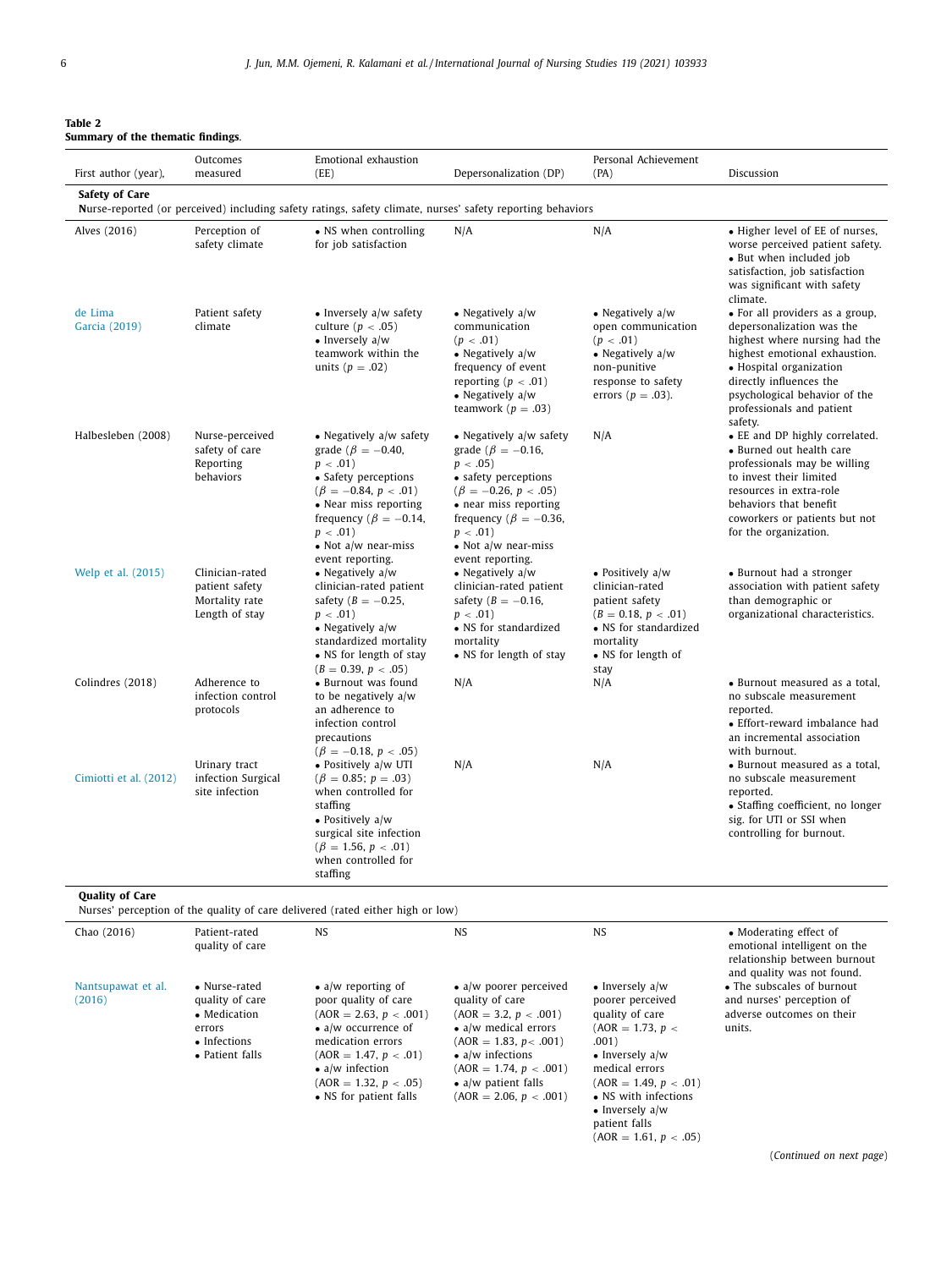**Table 2**
**Summary of the thematic findings.**

| First author (year), | Outcomes measured | Emotional exhaustion (EE) | Depersonalization (DP) | Personal Achievement (PA) | Discussion |
|---|---|---|---|---|---|
| **Safety of Care** Nurse-reported (or perceived) including safety ratings, safety climate, nurses' safety reporting behaviors | | | | | |
| Alves (2016) | Perception of safety climate | • NS when controlling for job satisfaction | N/A | N/A | • Higher level of EE of nurses, worse perceived patient safety. • But when included job satisfaction, job satisfaction was significant with safety climate. |
| de Lima Garcia (2019) | Patient safety climate | • Inversely a/w safety culture ($p < .05$) • Inversely a/w teamwork within the units ($p = .02$) | • Negatively a/w communication ($p < .01$) • Negatively a/w frequency of event reporting ($p < .01$) • Negatively a/w teamwork ($p = .03$) | • Negatively a/w open communication ($p < .01$) • Negatively a/w non-punitive response to safety errors ($p = .03$). | • For all providers as a group, depersonalization was the highest where nursing had the highest emotional exhaustion. • Hospital organization directly influences the psychological behavior of the professionals and patient safety. |
| Halbesleben (2008) | Nurse-perceived safety of care Reporting behaviors | • Negatively a/w safety grade ($\beta = -0.40$, $p < .01$) • Safety perceptions ($\beta = -0.84$, $p < .01$) • Near miss reporting frequency ($\beta = -0.14$, $p < .01$) • Not a/w near-miss event reporting. | • Negatively a/w safety grade ($\beta = -0.16$, $p < .05$) • safety perceptions ($\beta = -0.26$, $p < .05$) • near miss reporting frequency ($\beta = -0.36$, $p < .01$) • Not a/w near-miss event reporting. | N/A | • EE and DP highly correlated. • Burned out health care professionals may be willing to invest their limited resources in extra-role behaviors that benefit coworkers or patients but not for the organization. |
| Welp et al. (2015) | Clinician-rated patient safety Mortality rate Length of stay | • Negatively a/w clinician-rated patient safety ($B = -0.25$, $p < .01$) • Negatively a/w standardized mortality • NS for length of stay ($B = 0.39$, $p < .05$) | • Negatively a/w clinician-rated patient safety ($B = -0.16$, $p < .01$) • NS for standardized mortality • NS for length of stay | • Positively a/w clinician-rated patient safety ($B = 0.18$, $p < .01$) • NS for standardized mortality • NS for length of stay | • Burnout had a stronger association with patient safety than demographic or organizational characteristics. |
| Colindres (2018) | Adherence to infection control protocols | • Burnout was found to be negatively a/w an adherence to infection control precautions ($\beta = -0.18$, $p < .05$) | N/A | N/A | • Burnout measured as a total, no subscale measurement reported. • Effort-reward imbalance had an incremental association with burnout. |
| Cimiotti et al. (2012) | Urinary tract infection Surgical site infection | • Positively a/w UTI ($\beta = 0.85$; $p = .03$) when controlled for staffing • Positively a/w surgical site infection ($\beta = 1.56$, $p < .01$) when controlled for staffing | N/A | N/A | • Burnout measured as a total, no subscale measurement reported. • Staffing coefficient, no longer sig. for UTI or SSI when controlling for burnout. |
| **Quality of Care** Nurses' perception of the quality of care delivered (rated either high or low) | | | | | |
| Chao (2016) | Patient-rated quality of care | NS | NS | NS | • Moderating effect of emotional intelligent on the relationship between burnout and quality was not found. |
| Nantsupawat et al. (2016) | • Nurse-rated quality of care • Medication errors • Infections • Patient falls | • a/w reporting of poor quality of care (AOR = 2.63, $p < .001$) • a/w occurrence of medication errors (AOR = 1.47, $p < .01$) • a/w infection (AOR = 1.32, $p < .05$) • NS for patient falls | • a/w poorer perceived quality of care (AOR = 3.2, $p < .001$) • a/w medical errors (AOR = 1.83, $p < .001$) • a/w infections (AOR = 1.74, $p < .001$) • a/w patient falls (AOR = 2.06, $p < .001$) | • Inversely a/w poorer perceived quality of care (AOR = 1.73, $p < .001$) • Inversely a/w medical errors (AOR = 1.49, $p < .01$) • NS with infections • Inversely a/w patient falls (AOR = 1.61, $p < .05$) | • The subscales of burnout and nurses' perception of adverse outcomes on their units. |

(*Continued on next page*)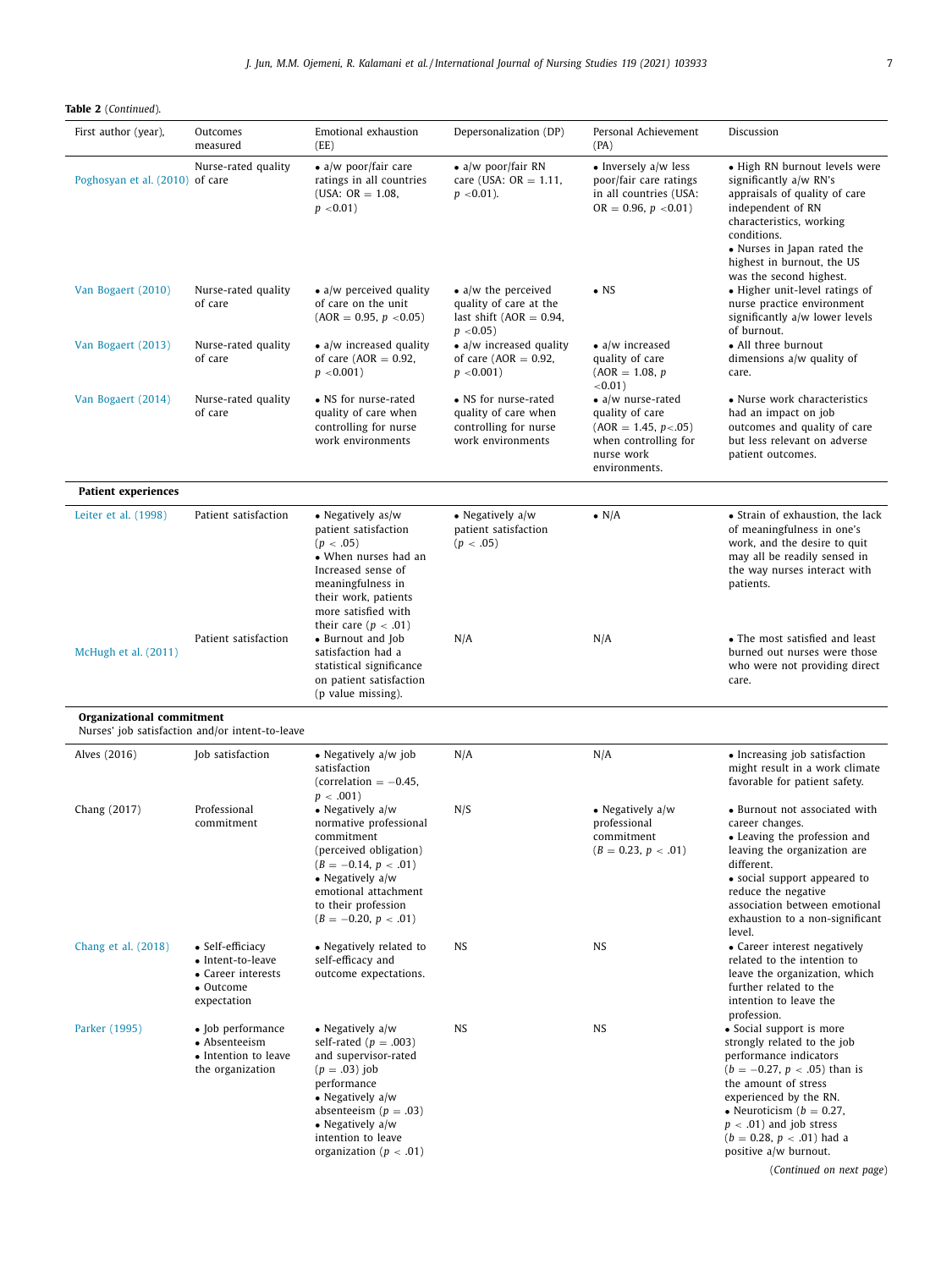**Table 2** (*Continued*).

| First author (year), | Outcomes measured | Emotional exhaustion (EE) | Depersonalization (DP) | Personal Achievement (PA) | Discussion |
|---|---|---|---|---|---|
| Poghosyan et al. (2010) | Nurse-rated quality of care | • a/w poor/fair care ratings in all countries (USA: OR = 1.08, $p$ <0.01) | • a/w poor/fair RN care (USA: OR = 1.11, $p$ <0.01). | • Inversely a/w less poor/fair care ratings in all countries (USA: OR = 0.96, $p$ <0.01) | • High RN burnout levels were significantly a/w RN's appraisals of quality of care independent of RN characteristics, working conditions. • Nurses in Japan rated the highest in burnout, the US was the second highest. |
| Van Bogaert (2010) | Nurse-rated quality of care | • a/w perceived quality of care on the unit (AOR = 0.95, $p$ <0.05) | • a/w the perceived quality of care at the last shift (AOR = 0.94, $p$ <0.05) | • NS | • Higher unit-level ratings of nurse practice environment significantly a/w lower levels of burnout. |
| Van Bogaert (2013) | Nurse-rated quality of care | • a/w increased quality of care (AOR = 0.92, $p$ <0.001) | • a/w increased quality of care (AOR = 0.92, $p$ <0.001) | • a/w increased quality of care (AOR = 1.08, $p$ <0.01) | • All three burnout dimensions a/w quality of care. |
| Van Bogaert (2014) | Nurse-rated quality of care | • NS for nurse-rated quality of care when controlling for nurse work environments | • NS for nurse-rated quality of care when controlling for nurse work environments | • a/w nurse-rated quality of care (AOR = 1.45, $p$<.05) when controlling for nurse work environments. | • Nurse work characteristics had an impact on job outcomes and quality of care but less relevant on adverse patient outcomes. |
| **Patient experiences** | | | | | |
| Leiter et al. (1998) | Patient satisfaction | • Negatively as/w patient satisfaction ($p$ < .05) • When nurses had an Increased sense of meaningfulness in their work, patients more satisfied with their care ($p$ < .01) | • Negatively a/w patient satisfaction ($p$ < .05) | • N/A | • Strain of exhaustion, the lack of meaningfulness in one's work, and the desire to quit may all be readily sensed in the way nurses interact with patients. |
| McHugh et al. (2011) | Patient satisfaction | • Burnout and Job satisfaction had a statistical significance on patient satisfaction (p value missing). | N/A | N/A | • The most satisfied and least burned out nurses were those who were not providing direct care. |
| **Organizational commitment** Nurses' job satisfaction and/or intent-to-leave | | | | | |
| Alves (2016) | Job satisfaction | • Negatively a/w job satisfaction (correlation = −0.45, $p$ < .001) | N/A | N/A | • Increasing job satisfaction might result in a work climate favorable for patient safety. |
| Chang (2017) | Professional commitment | • Negatively a/w normative professional commitment (perceived obligation) ($B$ = −0.14, $p$ < .01) • Negatively a/w emotional attachment to their profession ($B$ = −0.20, $p$ < .01) | N/S | • Negatively a/w professional commitment ($B$ = 0.23, $p$ < .01) | • Burnout not associated with career changes. • Leaving the profession and leaving the organization are different. • social support appeared to reduce the negative association between emotional exhaustion to a non-significant level. |
| Chang et al. (2018) | • Self-efficacy • Intent-to-leave • Career interests • Outcome expectation | • Negatively related to self-efficacy and outcome expectations. | NS | NS | • Career interest negatively related to the intention to leave the organization, which further related to the intention to leave the profession. |
| Parker (1995) | • Job performance • Absenteeism • Intention to leave the organization | • Negatively a/w self-rated ($p$ = .003) and supervisor-rated ($p$ = .03) job performance • Negatively a/w absenteeism ($p$ = .03) • Negatively a/w intention to leave organization ($p$ < .01) | NS | NS | • Social support is more strongly related to the job performance indicators ($b$ = −0.27, $p$ < .05) than is the amount of stress experienced by the RN. • Neuroticism ($b$ = 0.27, $p$ < .01) and job stress ($b$ = 0.28, $p$ < .01) had a positive a/w burnout. |

(*Continued on next page*)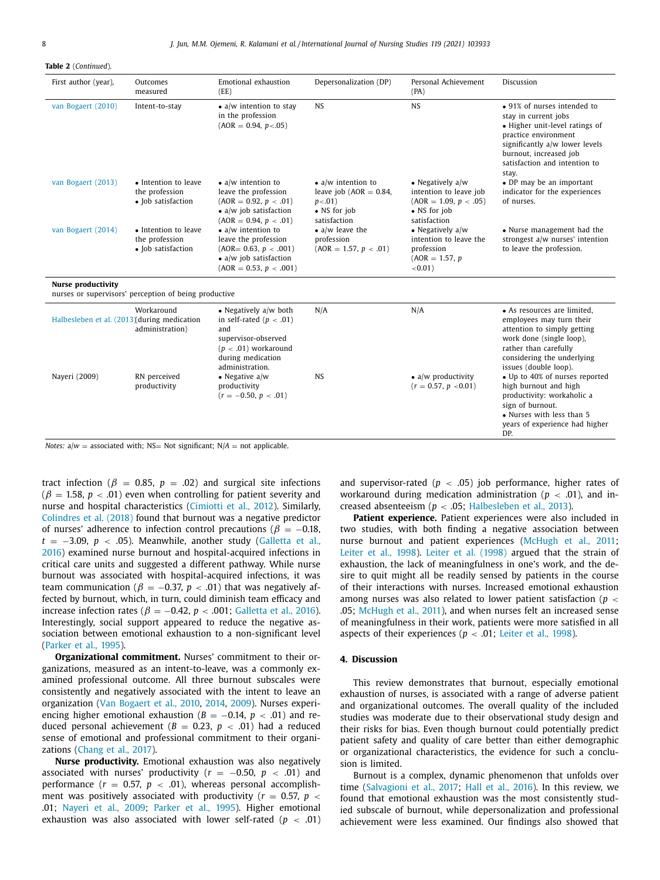**Table 2** (*Continued*).

| First author (year), | Outcomes measured | Emotional exhaustion (EE) | Depersonalization (DP) | Personal Achievement (PA) | Discussion |
|---|---|---|---|---|---|
| van Bogaert (2010) | Intent-to-stay | • a/w intention to stay in the profession (AOR = 0.94, $p<.05$) | NS | NS | • 91% of nurses intended to stay in current jobs • Higher unit-level ratings of practice environment significantly a/w lower levels burnout, increased job satisfaction and intention to stay. |
| van Bogaert (2013) | • Intention to leave the profession • Job satisfaction | • a/w intention to leave the profession (AOR = 0.92, $p < .01$) • a/w job satisfaction (AOR = 0.94, $p < .01$) | • a/w intention to leave job (AOR = 0.84, $p<.01$) • NS for job satisfaction | • Negatively a/w intention to leave job (AOR = 1.09, $p < .05$) • NS for job satisfaction | • DP may be an important indicator for the experiences of nurses. |
| van Bogaert (2014) | • Intention to leave the profession • Job satisfaction | • a/w intention to leave the profession (AOR= 0.63, $p < .001$) • a/w job satisfaction (AOR = 0.53, $p < .001$) | • a/w leave the profession (AOR = 1.57, $p < .01$) | • Negatively a/w intention to leave the profession (AOR = 1.57, $p < 0.01$) | • Nurse management had the strongest a/w nurses' intention to leave the profession. |
| **Nurse productivity** nurses or supervisors' perception of being productive | | | | | |
| Halbesleben et al. (2013) | Workaround (during medication administration) | • Negatively a/w both in self-rated ($p < .01$) and supervisor-observed ($p < .01$) workaround during medication administration. | N/A | N/A | • As resources are limited, employees may turn their attention to simply getting work done (single loop), rather than carefully considering the underlying issues (double loop). |
| Nayeri (2009) | RN perceived productivity | • Negative a/w productivity ($r = -0.50$, $p < .01$) | NS | • a/w productivity ($r = 0.57$, $p < 0.01$) | • Up to 40% of nurses reported high burnout and high productivity: workaholic a sign of burnout. • Nurses with less than 5 years of experience had higher DP. |

*Notes:* a/w = associated with; NS= Not significant; N/A = not applicable.

tract infection ($\beta = 0.85$, $p = .02$) and surgical site infections ($\beta = 1.58$, $p < .01$) even when controlling for patient severity and nurse and hospital characteristics (Cimiotti et al., 2012). Similarly, Colindres et al. (2018) found that burnout was a negative predictor of nurses' adherence to infection control precautions ($\beta = -0.18$, $t = -3.09$, $p < .05$). Meanwhile, another study (Galletta et al., 2016) examined nurse burnout and hospital-acquired infections in critical care units and suggested a different pathway. While nurse burnout was associated with hospital-acquired infections, it was team communication ($\beta = -0.37$, $p < .01$) that was negatively affected by burnout, which, in turn, could diminish team efficacy and increase infection rates ($\beta = -0.42$, $p < .001$; Galletta et al., 2016). Interestingly, social support appeared to reduce the negative association between emotional exhaustion to a non-significant level (Parker et al., 1995).

**Organizational commitment.** Nurses' commitment to their organizations, measured as an intent-to-leave, was a commonly examined professional outcome. All three burnout subscales were consistently and negatively associated with the intent to leave an organization (Van Bogaert et al., 2010, 2014, 2009). Nurses experiencing higher emotional exhaustion ($B = -0.14$, $p < .01$) and reduced personal achievement ($B = 0.23$, $p < .01$) had a reduced sense of emotional and professional commitment to their organizations (Chang et al., 2017).

**Nurse productivity.** Emotional exhaustion was also negatively associated with nurses' productivity ($r = -0.50$, $p < .01$) and performance ($r = 0.57$, $p < .01$), whereas personal accomplishment was positively associated with productivity ($r = 0.57$, $p < .01$; Nayeri et al., 2009; Parker et al., 1995). Higher emotional exhaustion was also associated with lower self-rated ($p < .01$) and supervisor-rated ($p < .05$) job performance, higher rates of workaround during medication administration ($p < .01$), and increased absenteeism ($p < .05$; Halbesleben et al., 2013).

**Patient experience.** Patient experiences were also included in two studies, with both finding a negative association between nurse burnout and patient experiences (McHugh et al., 2011; Leiter et al., 1998). Leiter et al. (1998) argued that the strain of exhaustion, the lack of meaningfulness in one's work, and the desire to quit might all be readily sensed by patients in the course of their interactions with nurses. Increased emotional exhaustion among nurses was also related to lower patient satisfaction ($p < .05$; McHugh et al., 2011), and when nurses felt an increased sense of meaningfulness in their work, patients were more satisfied in all aspects of their experiences ($p < .01$; Leiter et al., 1998).

## 4. Discussion

This review demonstrates that burnout, especially emotional exhaustion of nurses, is associated with a range of adverse patient and organizational outcomes. The overall quality of the included studies was moderate due to their observational study design and their risks for bias. Even though burnout could potentially predict patient safety and quality of care better than either demographic or organizational characteristics, the evidence for such a conclusion is limited.

Burnout is a complex, dynamic phenomenon that unfolds over time (Salvagioni et al., 2017; Hall et al., 2016). In this review, we found that emotional exhaustion was the most consistently studied subscale of burnout, while depersonalization and professional achievement were less examined. Our findings also showed that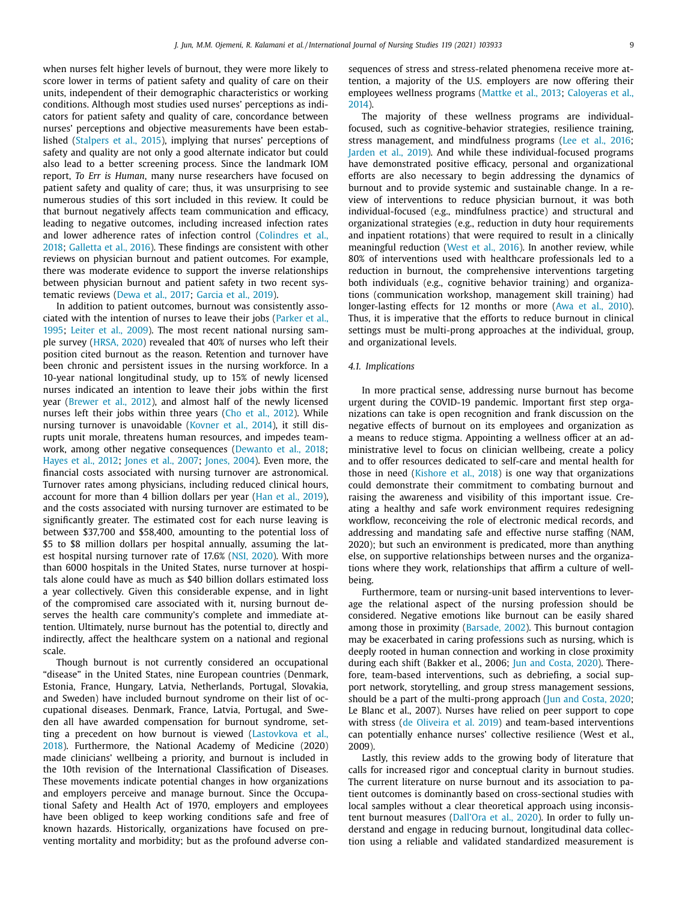when nurses felt higher levels of burnout, they were more likely to score lower in terms of patient safety and quality of care on their units, independent of their demographic characteristics or working conditions. Although most studies used nurses' perceptions as indicators for patient safety and quality of care, concordance between nurses' perceptions and objective measurements have been established (Stalpers et al., 2015), implying that nurses' perceptions of safety and quality are not only a good alternate indicator but could also lead to a better screening process. Since the landmark IOM report, *To Err is Human*, many nurse researchers have focused on patient safety and quality of care; thus, it was unsurprising to see numerous studies of this sort included in this review. It could be that burnout negatively affects team communication and efficacy, leading to negative outcomes, including increased infection rates and lower adherence rates of infection control (Colindres et al., 2018; Galletta et al., 2016). These findings are consistent with other reviews on physician burnout and patient outcomes. For example, there was moderate evidence to support the inverse relationships between physician burnout and patient safety in two recent systematic reviews (Dewa et al., 2017; Garcia et al., 2019).

In addition to patient outcomes, burnout was consistently associated with the intention of nurses to leave their jobs (Parker et al., 1995; Leiter et al., 2009). The most recent national nursing sample survey (HRSA, 2020) revealed that 40% of nurses who left their position cited burnout as the reason. Retention and turnover have been chronic and persistent issues in the nursing workforce. In a 10-year national longitudinal study, up to 15% of newly licensed nurses indicated an intention to leave their jobs within the first year (Brewer et al., 2012), and almost half of the newly licensed nurses left their jobs within three years (Cho et al., 2012). While nursing turnover is unavoidable (Kovner et al., 2014), it still disrupts unit morale, threatens human resources, and impedes teamwork, among other negative consequences (Dewanto et al., 2018; Hayes et al., 2012; Jones et al., 2007; Jones, 2004). Even more, the financial costs associated with nursing turnover are astronomical. Turnover rates among physicians, including reduced clinical hours, account for more than 4 billion dollars per year (Han et al., 2019), and the costs associated with nursing turnover are estimated to be significantly greater. The estimated cost for each nurse leaving is between $37,700 and $58,400, amounting to the potential loss of $5 to $8 million dollars per hospital annually, assuming the latest hospital nursing turnover rate of 17.6% (NSI, 2020). With more than 6000 hospitals in the United States, nurse turnover at hospitals alone could have as much as $40 billion dollars estimated loss a year collectively. Given this considerable expense, and in light of the compromised care associated with it, nursing burnout deserves the health care community's complete and immediate attention. Ultimately, nurse burnout has the potential to, directly and indirectly, affect the healthcare system on a national and regional scale.

Though burnout is not currently considered an occupational "disease" in the United States, nine European countries (Denmark, Estonia, France, Hungary, Latvia, Netherlands, Portugal, Slovakia, and Sweden) have included burnout syndrome on their list of occupational diseases. Denmark, France, Latvia, Portugal, and Sweden all have awarded compensation for burnout syndrome, setting a precedent on how burnout is viewed (Lastovkova et al., 2018). Furthermore, the National Academy of Medicine (2020) made clinicians' wellbeing a priority, and burnout is included in the 10th revision of the International Classification of Diseases. These movements indicate potential changes in how organizations and employers perceive and manage burnout. Since the Occupational Safety and Health Act of 1970, employers and employees have been obliged to keep working conditions safe and free of known hazards. Historically, organizations have focused on preventing mortality and morbidity; but as the profound adverse consequences of stress and stress-related phenomena receive more attention, a majority of the U.S. employers are now offering their employees wellness programs (Mattke et al., 2013; Caloyeras et al., 2014).

The majority of these wellness programs are individual-focused, such as cognitive-behavior strategies, resilience training, stress management, and mindfulness programs (Lee et al., 2016; Jarden et al., 2019). And while these individual-focused programs have demonstrated positive efficacy, personal and organizational efforts are also necessary to begin addressing the dynamics of burnout and to provide systemic and sustainable change. In a review of interventions to reduce physician burnout, it was both individual-focused (e.g., mindfulness practice) and structural and organizational strategies (e.g., reduction in duty hour requirements and inpatient rotations) that were required to result in a clinically meaningful reduction (West et al., 2016). In another review, while 80% of interventions used with healthcare professionals led to a reduction in burnout, the comprehensive interventions targeting both individuals (e.g., cognitive behavior training) and organizations (communication workshop, management skill training) had longer-lasting effects for 12 months or more (Awa et al., 2010). Thus, it is imperative that the efforts to reduce burnout in clinical settings must be multi-prong approaches at the individual, group, and organizational levels.

### 4.1. Implications

In more practical sense, addressing nurse burnout has become urgent during the COVID-19 pandemic. Important first step organizations can take is open recognition and frank discussion on the negative effects of burnout on its employees and organization as a means to reduce stigma. Appointing a wellness officer at an administrative level to focus on clinician wellbeing, create a policy and to offer resources dedicated to self-care and mental health for those in need (Kishore et al., 2018) is one way that organizations could demonstrate their commitment to combating burnout and raising the awareness and visibility of this important issue. Creating a healthy and safe work environment requires redesigning workflow, reconceiving the role of electronic medical records, and addressing and mandating safe and effective nurse staffing (NAM, 2020); but such an environment is predicated, more than anything else, on supportive relationships between nurses and the organizations where they work, relationships that affirm a culture of wellbeing.

Furthermore, team or nursing-unit based interventions to leverage the relational aspect of the nursing profession should be considered. Negative emotions like burnout can be easily shared among those in proximity (Barsade, 2002). This burnout contagion may be exacerbated in caring professions such as nursing, which is deeply rooted in human connection and working in close proximity during each shift (Bakker et al., 2006; Jun and Costa, 2020). Therefore, team-based interventions, such as debriefing, a social support network, storytelling, and group stress management sessions, should be a part of the multi-prong approach (Jun and Costa, 2020; Le Blanc et al., 2007). Nurses have relied on peer support to cope with stress (de Oliveira et al. 2019) and team-based interventions can potentially enhance nurses' collective resilience (West et al., 2009).

Lastly, this review adds to the growing body of literature that calls for increased rigor and conceptual clarity in burnout studies. The current literature on nurse burnout and its association to patient outcomes is dominantly based on cross-sectional studies with local samples without a clear theoretical approach using inconsistent burnout measures (Dall'Ora et al., 2020). In order to fully understand and engage in reducing burnout, longitudinal data collection using a reliable and validated standardized measurement is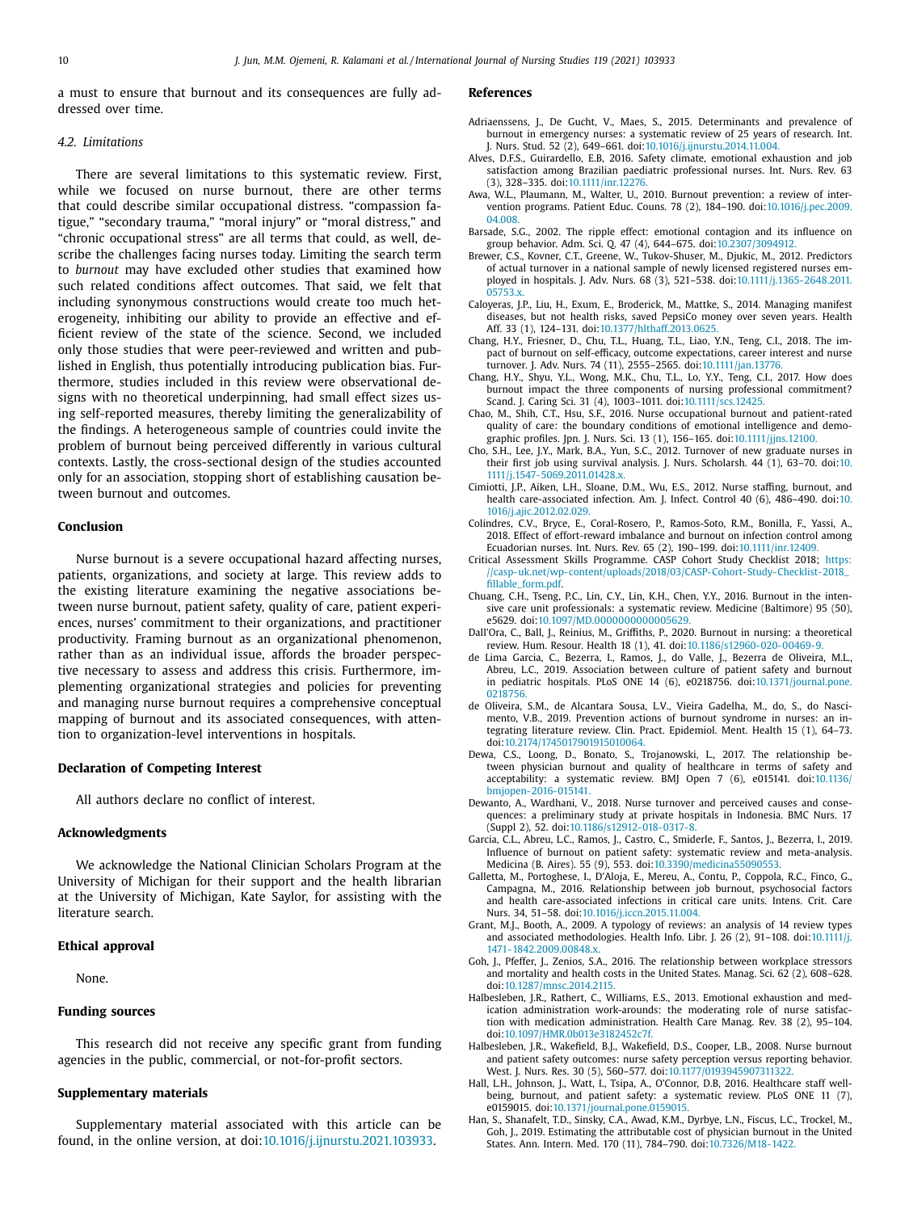a must to ensure that burnout and its consequences are fully addressed over time.

### 4.2. Limitations

There are several limitations to this systematic review. First, while we focused on nurse burnout, there are other terms that could describe similar occupational distress. "compassion fatigue," "secondary trauma," "moral injury" or "moral distress," and "chronic occupational stress" are all terms that could, as well, describe the challenges facing nurses today. Limiting the search term to *burnout* may have excluded other studies that examined how such related conditions affect outcomes. That said, we felt that including synonymous constructions would create too much heterogeneity, inhibiting our ability to provide an effective and efficient review of the state of the science. Second, we included only those studies that were peer-reviewed and written and published in English, thus potentially introducing publication bias. Furthermore, studies included in this review were observational designs with no theoretical underpinning, had small effect sizes using self-reported measures, thereby limiting the generalizability of the findings. A heterogeneous sample of countries could invite the problem of burnout being perceived differently in various cultural contexts. Lastly, the cross-sectional design of the studies accounted only for an association, stopping short of establishing causation between burnout and outcomes.

## Conclusion

Nurse burnout is a severe occupational hazard affecting nurses, patients, organizations, and society at large. This review adds to the existing literature examining the negative associations between nurse burnout, patient safety, quality of care, patient experiences, nurses' commitment to their organizations, and practitioner productivity. Framing burnout as an organizational phenomenon, rather than as an individual issue, affords the broader perspective necessary to assess and address this crisis. Furthermore, implementing organizational strategies and policies for preventing and managing nurse burnout requires a comprehensive conceptual mapping of burnout and its associated consequences, with attention to organization-level interventions in hospitals.

## Declaration of Competing Interest

All authors declare no conflict of interest.

## Acknowledgments

We acknowledge the National Clinician Scholars Program at the University of Michigan for their support and the health librarian at the University of Michigan, Kate Saylor, for assisting with the literature search.

## Ethical approval

None.

## Funding sources

This research did not receive any specific grant from funding agencies in the public, commercial, or not-for-profit sectors.

## Supplementary materials

Supplementary material associated with this article can be found, in the online version, at doi:10.1016/j.ijnurstu.2021.103933.

## References

Adriaenssens, J., De Gucht, V., Maes, S., 2015. Determinants and prevalence of burnout in emergency nurses: a systematic review of 25 years of research. Int. J. Nurs. Stud. 52 (2), 649–661. doi:10.1016/j.ijnurstu.2014.11.004.

Alves, D.F.S., Guirardello, E.B, 2016. Safety climate, emotional exhaustion and job satisfaction among Brazilian paediatric professional nurses. Int. Nurs. Rev. 63 (3), 328–335. doi:10.1111/inr.12276.

Awa, W.L., Plaumann, M., Walter, U., 2010. Burnout prevention: a review of intervention programs. Patient Educ. Couns. 78 (2), 184–190. doi:10.1016/j.pec.2009.04.008.

Barsade, S.G., 2002. The ripple effect: emotional contagion and its influence on group behavior. Adm. Sci. Q. 47 (4), 644–675. doi:10.2307/3094912.

Brewer, C.S., Kovner, C.T., Greene, W., Tukov-Shuser, M., Djukic, M., 2012. Predictors of actual turnover in a national sample of newly licensed registered nurses employed in hospitals. J. Adv. Nurs. 68 (3), 521–538. doi:10.1111/j.1365-2648.2011.05753.x.

Caloyeras, J.P., Liu, H., Exum, E., Broderick, M., Mattke, S., 2014. Managing manifest diseases, but not health risks, saved PepsiCo money over seven years. Health Aff. 33 (1), 124–131. doi:10.1377/hlthaff.2013.0625.

Chang, H.Y., Friesner, D., Chu, T.L., Huang, T.L., Liao, Y.N., Teng, C.I., 2018. The impact of burnout on self-efficacy, outcome expectations, career interest and nurse turnover. J. Adv. Nurs. 74 (11), 2555–2565. doi:10.1111/jan.13776.

Chang, H.Y., Shyu, Y.L., Wong, M.K., Chu, T.L., Lo, Y.Y., Teng, C.I., 2017. How does burnout impact the three components of nursing professional commitment? Scand. J. Caring Sci. 31 (4), 1003–1011. doi:10.1111/scs.12425.

Chao, M., Shih, C.T., Hsu, S.F., 2016. Nurse occupational burnout and patient-rated quality of care: the boundary conditions of emotional intelligence and demographic profiles. Jpn. J. Nurs. Sci. 13 (1), 156–165. doi:10.1111/jjns.12100.

Cho, S.H., Lee, J.Y., Mark, B.A., Yun, S.C., 2012. Turnover of new graduate nurses in their first job using survival analysis. J. Nurs. Scholarsh. 44 (1), 63–70. doi:10.1111/j.1547-5069.2011.01428.x.

Cimiotti, J.P., Aiken, L.H., Sloane, D.M., Wu, E.S., 2012. Nurse staffing, burnout, and health care-associated infection. Am. J. Infect. Control 40 (6), 486–490. doi:10.1016/j.ajic.2012.02.029.

Colindres, C.V., Bryce, E., Coral-Rosero, P., Ramos-Soto, R.M., Bonilla, F., Yassi, A., 2018. Effect of effort-reward imbalance and burnout on infection control among Ecuadorian nurses. Int. Nurs. Rev. 65 (2), 190–199. doi:10.1111/inr.12409.

Critical Assessment Skills Programme. CASP Cohort Study Checklist 2018; https://casp-uk.net/wp-content/uploads/2018/03/CASP-Cohort-Study-Checklist-2018_fillable_form.pdf.

Chuang, C.H., Tseng, P.C., Lin, C.Y., Lin, K.H., Chen, Y.Y., 2016. Burnout in the intensive care unit professionals: a systematic review. Medicine (Baltimore) 95 (50), e5629. doi:10.1097/MD.0000000000005629.

Dall'Ora, C., Ball, J., Reinius, M., Griffiths, P., 2020. Burnout in nursing: a theoretical review. Hum. Resour. Health 18 (1), 41. doi:10.1186/s12960-020-00469-9.

de Lima Garcia, C., Bezerra, I., Ramos, J., do Valle, J., Bezerra de Oliveira, M.L., Abreu, L.C., 2019. Association between culture of patient safety and burnout in pediatric hospitals. PLoS ONE 14 (6), e0218756. doi:10.1371/journal.pone.0218756.

de Oliveira, S.M., de Alcantara Sousa, L.V., Vieira Gadelha, M., do, S., do Nascimento, V.B., 2019. Prevention actions of burnout syndrome in nurses: an integrating literature review. Clin. Pract. Epidemiol. Ment. Health 15 (1), 64–73. doi:10.2174/1745017901915010064.

Dewa, C.S., Loong, D., Bonato, S., Trojanowski, L., 2017. The relationship between physician burnout and quality of healthcare in terms of safety and acceptability: a systematic review. BMJ Open 7 (6), e015141. doi:10.1136/bmjopen-2016-015141.

Dewanto, A., Wardhani, V., 2018. Nurse turnover and perceived causes and consequences: a preliminary study at private hospitals in Indonesia. BMC Nurs. 17 (Suppl 2), 52. doi:10.1186/s12912-018-0317-8.

Garcia, C.L., Abreu, L.C., Ramos, J., Castro, C., Smiderle, F., Santos, J., Bezerra, I., 2019. Influence of burnout on patient safety: systematic review and meta-analysis. Medicina (B. Aires). 55 (9), 553. doi:10.3390/medicina55090553.

Galletta, M., Portoghese, I., D'Aloja, E., Mereu, A., Contu, P., Coppola, R.C., Finco, G., Campagna, M., 2016. Relationship between job burnout, psychosocial factors and health care-associated infections in critical care units. Intens. Crit. Care Nurs. 34, 51–58. doi:10.1016/j.iccn.2015.11.004.

Grant, M.J., Booth, A., 2009. A typology of reviews: an analysis of 14 review types and associated methodologies. Health Info. Libr. J. 26 (2), 91–108. doi:10.1111/j.1471-1842.2009.00848.x.

Goh, J., Pfeffer, J., Zenios, S.A., 2016. The relationship between workplace stressors and mortality and health costs in the United States. Manag. Sci. 62 (2), 608–628. doi:10.1287/mnsc.2014.2115.

Halbesleben, J.R., Rathert, C., Williams, E.S., 2013. Emotional exhaustion and medication administration work-arounds: the moderating role of nurse satisfaction with medication administration. Health Care Manag. Rev. 38 (2), 95–104. doi:10.1097/HMR.0b013e3182452c7f.

Halbesleben, J.R., Wakefield, B.J., Wakefield, D.S., Cooper, L.B., 2008. Nurse burnout and patient safety outcomes: nurse safety perception versus reporting behavior. West. J. Nurs. Res. 30 (5), 560–577. doi:10.1177/0193945907311322.

Hall, L.H., Johnson, J., Watt, I., Tsipa, A., O'Connor, D.B, 2016. Healthcare staff wellbeing, burnout, and patient safety: a systematic review. PLoS ONE 11 (7), e0159015. doi:10.1371/journal.pone.0159015.

Han, S., Shanafelt, T.D., Sinsky, C.A., Awad, K.M., Dyrbye, L.N., Fiscus, L.C., Trockel, M., Goh, J., 2019. Estimating the attributable cost of physician burnout in the United States. Ann. Intern. Med. 170 (11), 784–790. doi:10.7326/M18-1422.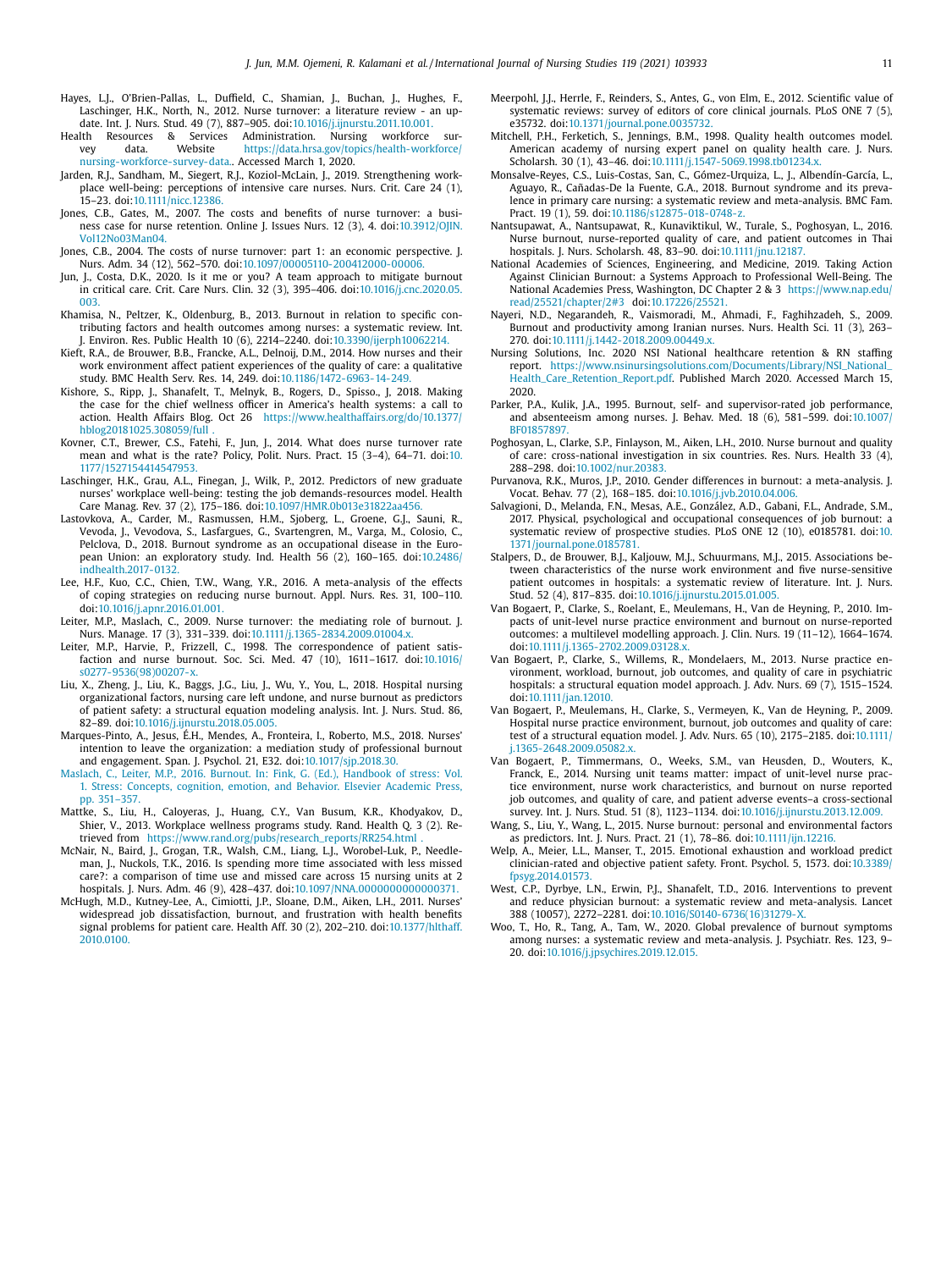Hayes, L.J., O'Brien-Pallas, L., Duffield, C., Shamian, J., Buchan, J., Hughes, F., Laschinger, H.K., North, N., 2012. Nurse turnover: a literature review - an update. Int. J. Nurs. Stud. 49 (7), 887–905. doi:10.1016/j.ijnurstu.2011.10.001.

Health Resources & Services Administration. Nursing workforce survey data. Website https://data.hrsa.gov/topics/health-workforce/nursing-workforce-survey-data.. Accessed March 1, 2020.

Jarden, R.J., Sandham, M., Siegert, R.J., Koziol-McLain, J., 2019. Strengthening workplace well-being: perceptions of intensive care nurses. Nurs. Crit. Care 24 (1), 15–23. doi:10.1111/nicc.12386.

Jones, C.B., Gates, M., 2007. The costs and benefits of nurse turnover: a business case for nurse retention. Online J. Issues Nurs. 12 (3), 4. doi:10.3912/OJIN.Vol12No03Man04.

Jones, C.B., 2004. The costs of nurse turnover: part 1: an economic perspective. J. Nurs. Adm. 34 (12), 562–570. doi:10.1097/00005110-200412000-00006.

Jun, J., Costa, D.K., 2020. Is it me or you? A team approach to mitigate burnout in critical care. Crit. Care Nurs. Clin. 32 (3), 395–406. doi:10.1016/j.cnc.2020.05.003.

Khamisa, N., Peltzer, K., Oldenburg, B., 2013. Burnout in relation to specific contributing factors and health outcomes among nurses: a systematic review. Int. J. Environ. Res. Public Health 10 (6), 2214–2240. doi:10.3390/ijerph10062214.

Kieft, R.A., de Brouwer, B.B., Francke, A.L., Delnoij, D.M., 2014. How nurses and their work environment affect patient experiences of the quality of care: a qualitative study. BMC Health Serv. Res. 14, 249. doi:10.1186/1472-6963-14-249.

Kishore, S., Ripp, J., Shanafelt, T., Melnyk, B., Rogers, D., Spisso., J, 2018. Making the case for the chief wellness officer in America's health systems: a call to action. Health Affairs Blog. Oct 26 https://www.healthaffairs.org/do/10.1377/hblog20181025.308059/full .

Kovner, C.T., Brewer, C.S., Fatehi, F., Jun, J., 2014. What does nurse turnover rate mean and what is the rate? Policy, Polit. Nurs. Pract. 15 (3–4), 64–71. doi:10.1177/1527154414547953.

Laschinger, H.K., Grau, A.L., Finegan, J., Wilk, P., 2012. Predictors of new graduate nurses' workplace well-being: testing the job demands-resources model. Health Care Manag. Rev. 37 (2), 175–186. doi:10.1097/HMR.0b013e31822aa456.

Lastovkova, A., Carder, M., Rasmussen, H.M., Sjoberg, L., Groene, G.J., Sauni, R., Vevoda, J., Vevodova, S., Lasfargues, G., Svartengren, M., Varga, M., Colosio, C., Pelclova, D., 2018. Burnout syndrome as an occupational disease in the European Union: an exploratory study. Ind. Health 56 (2), 160–165. doi:10.2486/indhealth.2017-0132.

Lee, H.F., Kuo, C.C., Chien, T.W., Wang, Y.R., 2016. A meta-analysis of the effects of coping strategies on reducing nurse burnout. Appl. Nurs. Res. 31, 100–110. doi:10.1016/j.apnr.2016.01.001.

Leiter, M.P., Maslach, C., 2009. Nurse turnover: the mediating role of burnout. J. Nurs. Manage. 17 (3), 331–339. doi:10.1111/j.1365-2834.2009.01004.x.

Leiter, M.P., Harvie, P., Frizzell, C., 1998. The correspondence of patient satisfaction and nurse burnout. Soc. Sci. Med. 47 (10), 1611–1617. doi:10.1016/s0277-9536(98)00207-x.

Liu, X., Zheng, J., Liu, K., Baggs, J.G., Liu, J., Wu, Y., You, L., 2018. Hospital nursing organizational factors, nursing care left undone, and nurse burnout as predictors of patient safety: a structural equation modeling analysis. Int. J. Nurs. Stud. 86, 82–89. doi:10.1016/j.ijnurstu.2018.05.005.

Marques-Pinto, A., Jesus, É.H., Mendes, A., Fronteira, I., Roberto, M.S., 2018. Nurses' intention to leave the organization: a mediation study of professional burnout and engagement. Span. J. Psychol. 21, E32. doi:10.1017/sjp.2018.30.

Maslach, C., Leiter, M.P., 2016. Burnout. In: Fink, G. (Ed.), Handbook of stress: Vol. 1. Stress: Concepts, cognition, emotion, and Behavior. Elsevier Academic Press, pp. 351–357.

Mattke, S., Liu, H., Caloyeras, J., Huang, C.Y., Van Busum, K.R., Khodyakov, D., Shier, V., 2013. Workplace wellness programs study. Rand. Health Q. 3 (2). Retrieved from https://www.rand.org/pubs/research_reports/RR254.html .

McNair, N., Baird, J., Grogan, T.R., Walsh, C.M., Liang, L.J., Worobel-Luk, P., Needleman, J., Nuckols, T.K., 2016. Is spending more time associated with less missed care?: a comparison of time use and missed care across 15 nursing units at 2 hospitals. J. Nurs. Adm. 46 (9), 428–437. doi:10.1097/NNA.0000000000000371.

McHugh, M.D., Kutney-Lee, A., Cimiotti, J.P., Sloane, D.M., Aiken, L.H., 2011. Nurses' widespread job dissatisfaction, burnout, and frustration with health benefits signal problems for patient care. Health Aff. 30 (2), 202–210. doi:10.1377/hlthaff.2010.0100.

Meerpohl, J.J., Herrle, F., Reinders, S., Antes, G., von Elm, E., 2012. Scientific value of systematic reviews: survey of editors of core clinical journals. PLoS ONE 7 (5), e35732. doi:10.1371/journal.pone.0035732.

Mitchell, P.H., Ferketich, S., Jennings, B.M., 1998. Quality health outcomes model. American academy of nursing expert panel on quality health care. J. Nurs. Scholarsh. 30 (1), 43–46. doi:10.1111/j.1547-5069.1998.tb01234.x.

Monsalve-Reyes, C.S., Luis-Costas, San, C., Gómez-Urquiza, L., J., Albendín-García, L., Aguayo, R., Cañadas-De la Fuente, G.A., 2018. Burnout syndrome and its prevalence in primary care nursing: a systematic review and meta-analysis. BMC Fam. Pract. 19 (1), 59. doi:10.1186/s12875-018-0748-z.

Nantsupawat, A., Nantsupawat, R., Kunaviktikul, W., Turale, S., Poghosyan, L., 2016. Nurse burnout, nurse-reported quality of care, and patient outcomes in Thai hospitals. J. Nurs. Scholarsh. 48, 83–90. doi:10.1111/jnu.12187.

National Academies of Sciences, Engineering, and Medicine, 2019. Taking Action Against Clinician Burnout: a Systems Approach to Professional Well-Being. The National Academies Press, Washington, DC Chapter 2 & 3 https://www.nap.edu/read/25521/chapter/2#3 doi:10.17226/25521.

Nayeri, N.D., Negarandeh, R., Vaismoradi, M., Ahmadi, F., Faghihzadeh, S., 2009. Burnout and productivity among Iranian nurses. Nurs. Health Sci. 11 (3), 263–270. doi:10.1111/j.1442-2018.2009.00449.x.

Nursing Solutions, Inc. 2020 NSI National healthcare retention & RN staffing report. https://www.nsinursingsolutions.com/Documents/Library/NSI_National_Health_Care_Retention_Report.pdf. Published March 2020. Accessed March 15, 2020.

Parker, P.A., Kulik, J.A., 1995. Burnout, self- and supervisor-rated job performance, and absenteeism among nurses. J. Behav. Med. 18 (6), 581–599. doi:10.1007/BF01857897.

Poghosyan, L., Clarke, S.P., Finlayson, M., Aiken, L.H., 2010. Nurse burnout and quality of care: cross-national investigation in six countries. Res. Nurs. Health 33 (4), 288–298. doi:10.1002/nur.20383.

Purvanova, R.K., Muros, J.P., 2010. Gender differences in burnout: a meta-analysis. J. Vocat. Behav. 77 (2), 168–185. doi:10.1016/j.jvb.2010.04.006.

Salvagioni, D., Melanda, F.N., Mesas, A.E., González, A.D., Gabani, F.L., Andrade, S.M., 2017. Physical, psychological and occupational consequences of job burnout: a systematic review of prospective studies. PLoS ONE 12 (10), e0185781. doi:10.1371/journal.pone.0185781.

Stalpers, D., de Brouwer, B.J., Kaljouw, M.J., Schuurmans, M.J., 2015. Associations between characteristics of the nurse work environment and five nurse-sensitive patient outcomes in hospitals: a systematic review of literature. Int. J. Nurs. Stud. 52 (4), 817–835. doi:10.1016/j.ijnurstu.2015.01.005.

Van Bogaert, P., Clarke, S., Roelant, E., Meulemans, H., Van de Heyning, P., 2010. Impacts of unit-level nurse practice environment and burnout on nurse-reported outcomes: a multilevel modelling approach. J. Clin. Nurs. 19 (11–12), 1664–1674. doi:10.1111/j.1365-2702.2009.03128.x.

Van Bogaert, P., Clarke, S., Willems, R., Mondelaers, M., 2013. Nurse practice environment, workload, burnout, job outcomes, and quality of care in psychiatric hospitals: a structural equation model approach. J. Adv. Nurs. 69 (7), 1515–1524. doi:10.1111/jan.12010.

Van Bogaert, P., Meulemans, H., Clarke, S., Vermeyen, K., Van de Heyning, P., 2009. Hospital nurse practice environment, burnout, job outcomes and quality of care: test of a structural equation model. J. Adv. Nurs. 65 (10), 2175–2185. doi:10.1111/j.1365-2648.2009.05082.x.

Van Bogaert, P., Timmermans, O., Weeks, S.M., van Heusden, D., Wouters, K., Franck, E., 2014. Nursing unit teams matter: impact of unit-level nurse practice environment, nurse work characteristics, and burnout on nurse reported job outcomes, and quality of care, and patient adverse events–a cross-sectional survey. Int. J. Nurs. Stud. 51 (8), 1123–1134. doi:10.1016/j.ijnurstu.2013.12.009.

Wang, S., Liu, Y., Wang, L., 2015. Nurse burnout: personal and environmental factors as predictors. Int. J. Nurs. Pract. 21 (1), 78–86. doi:10.1111/ijn.12216.

Welp, A., Meier, L.L., Manser, T., 2015. Emotional exhaustion and workload predict clinician-rated and objective patient safety. Front. Psychol. 5, 1573. doi:10.3389/fpsyg.2014.01573.

West, C.P., Dyrbye, L.N., Erwin, P.J., Shanafelt, T.D., 2016. Interventions to prevent and reduce physician burnout: a systematic review and meta-analysis. Lancet 388 (10057), 2272–2281. doi:10.1016/S0140-6736(16)31279-X.

Woo, T., Ho, R., Tang, A., Tam, W., 2020. Global prevalence of burnout symptoms among nurses: a systematic review and meta-analysis. J. Psychiatr. Res. 123, 9–20. doi:10.1016/j.jpsychires.2019.12.015.